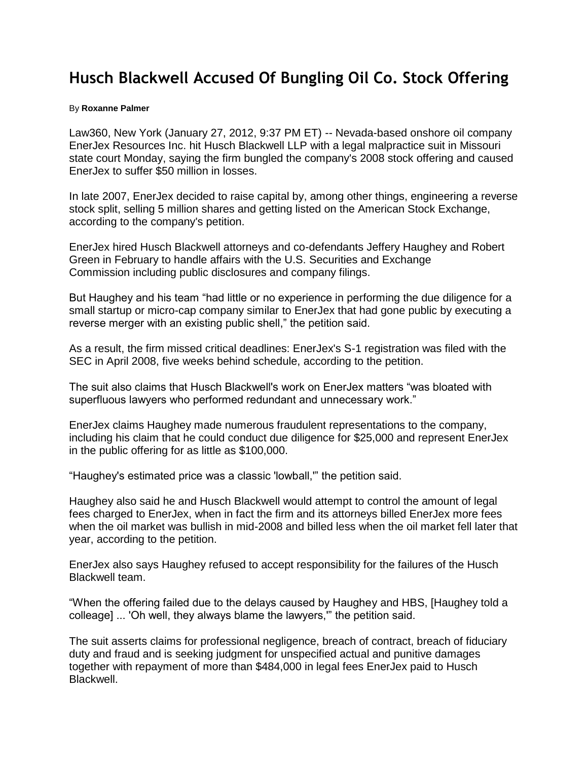# Husch Blackwell Accused Of Bungling Oil Co. Stock Offering

By **Roxanne Palmer**

Law360, New York (January 27, 2012, 9:37 PM ET) -- Nevada-based onshore oil company EnerJex Resources Inc. hit Husch Blackwell LLP with a legal malpractice suit in Missouri state court Monday, saying the firm bungled the company's 2008 stock offering and caused EnerJex to suffer $50 million in losses.

In late 2007, EnerJex decided to raise capital by, among other things, engineering a reverse stock split, selling 5 million shares and getting listed on the American Stock Exchange, according to the company's petition.

EnerJex hired Husch Blackwell attorneys and co-defendants Jeffery Haughey and Robert Green in February to handle affairs with the U.S. Securities and Exchange Commission including public disclosures and company filings.

But Haughey and his team "had little or no experience in performing the due diligence for a small startup or micro-cap company similar to EnerJex that had gone public by executing a reverse merger with an existing public shell," the petition said.

As a result, the firm missed critical deadlines: EnerJex's S-1 registration was filed with the SEC in April 2008, five weeks behind schedule, according to the petition.

The suit also claims that Husch Blackwell's work on EnerJex matters "was bloated with superfluous lawyers who performed redundant and unnecessary work."

EnerJex claims Haughey made numerous fraudulent representations to the company, including his claim that he could conduct due diligence for $25,000 and represent EnerJex in the public offering for as little as $100,000.

"Haughey's estimated price was a classic 'lowball,'" the petition said.

Haughey also said he and Husch Blackwell would attempt to control the amount of legal fees charged to EnerJex, when in fact the firm and its attorneys billed EnerJex more fees when the oil market was bullish in mid-2008 and billed less when the oil market fell later that year, according to the petition.

EnerJex also says Haughey refused to accept responsibility for the failures of the Husch Blackwell team.

"When the offering failed due to the delays caused by Haughey and HBS, [Haughey told a colleage] ... 'Oh well, they always blame the lawyers,'" the petition said.

The suit asserts claims for professional negligence, breach of contract, breach of fiduciary duty and fraud and is seeking judgment for unspecified actual and punitive damages together with repayment of more than $484,000 in legal fees EnerJex paid to Husch Blackwell.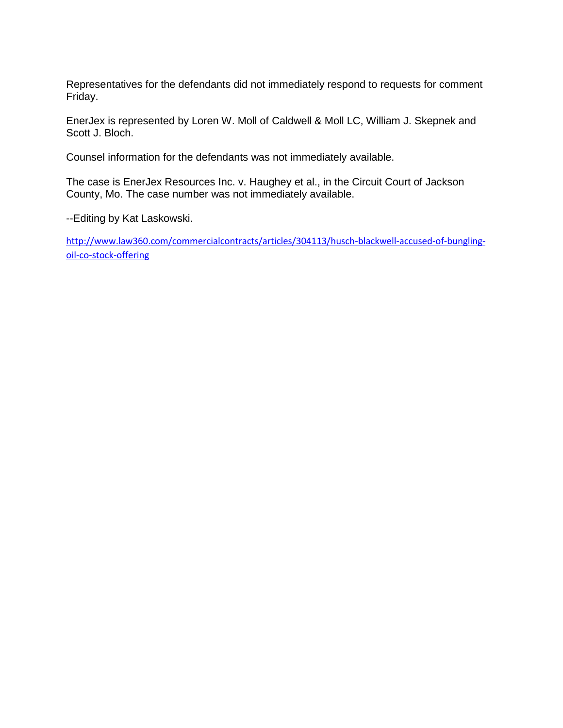Representatives for the defendants did not immediately respond to requests for comment Friday.

EnerJex is represented by Loren W. Moll of Caldwell & Moll LC, William J. Skepnek and Scott J. Bloch.

Counsel information for the defendants was not immediately available.

The case is EnerJex Resources Inc. v. Haughey et al., in the Circuit Court of Jackson County, Mo. The case number was not immediately available.

--Editing by Kat Laskowski.

[http://www.law360.com/commercialcontracts/articles/304113/husch-blackwell-accused-of-bungling-oil-co-stock-offering](http://www.law360.com/commercialcontracts/articles/304113/husch-blackwell-accused-of-bungling-oil-co-stock-offering)